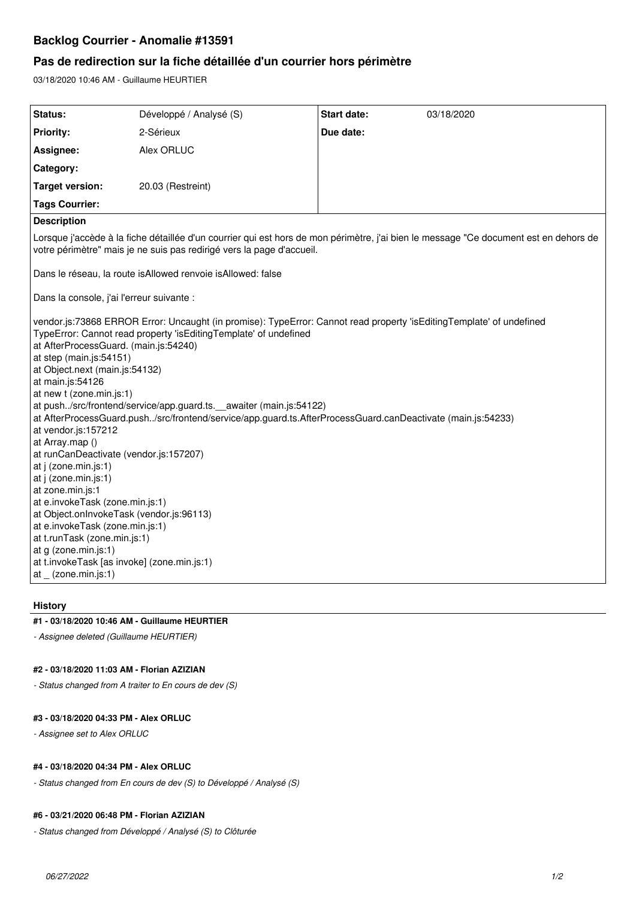# Backlog Courrier - Anomalie #13591

## Pas de redirection sur la fiche détaillée d'un courrier hors périmètre

03/18/2020 10:46 AM - Guillaume HEURTIER

| Status: | Développé / Analysé (S) | Start date: | 03/18/2020 |
|---|---|---|---|
| Priority: | 2-Sérieux | Due date: | |
| Assignee: | Alex ORLUC | | |
| Category: | | | |
| Target version: | 20.03 (Restreint) | | |
| Tags Courrier: | | | |

**Description**

Lorsque j'accède à la fiche détaillée d'un courrier qui est hors de mon périmètre, j'ai bien le message "Ce document est en dehors de votre périmètre" mais je ne suis pas redirigé vers la page d'accueil.

Dans le réseau, la route isAllowed renvoie isAllowed: false

Dans la console, j'ai l'erreur suivante :

```
vendor.js:73868 ERROR Error: Uncaught (in promise): TypeError: Cannot read property 'isEditingTemplate' of undefined
TypeError: Cannot read property 'isEditingTemplate' of undefined
at AfterProcessGuard. (main.js:54240)
at step (main.js:54151)
at Object.next (main.js:54132)
at main.js:54126
at new t (zone.min.js:1)
at push../src/frontend/service/app.guard.ts.__awaiter (main.js:54122)
at AfterProcessGuard.push../src/frontend/service/app.guard.ts.AfterProcessGuard.canDeactivate (main.js:54233)
at vendor.js:157212
at Array.map ()
at runCanDeactivate (vendor.js:157207)
at j (zone.min.js:1)
at j (zone.min.js:1)
at zone.min.js:1
at e.invokeTask (zone.min.js:1)
at Object.onInvokeTask (vendor.js:96113)
at e.invokeTask (zone.min.js:1)
at t.runTask (zone.min.js:1)
at g (zone.min.js:1)
at t.invokeTask [as invoke] (zone.min.js:1)
at _ (zone.min.js:1)
```

### History

#### #1 - 03/18/2020 10:46 AM - Guillaume HEURTIER

*- Assignee deleted (Guillaume HEURTIER)*

#### #2 - 03/18/2020 11:03 AM - Florian AZIZIAN

*- Status changed from A traiter to En cours de dev (S)*

#### #3 - 03/18/2020 04:33 PM - Alex ORLUC

*- Assignee set to Alex ORLUC*

#### #4 - 03/18/2020 04:34 PM - Alex ORLUC

*- Status changed from En cours de dev (S) to Développé / Analysé (S)*

#### #6 - 03/21/2020 06:48 PM - Florian AZIZIAN

*- Status changed from Développé / Analysé (S) to Clôturée*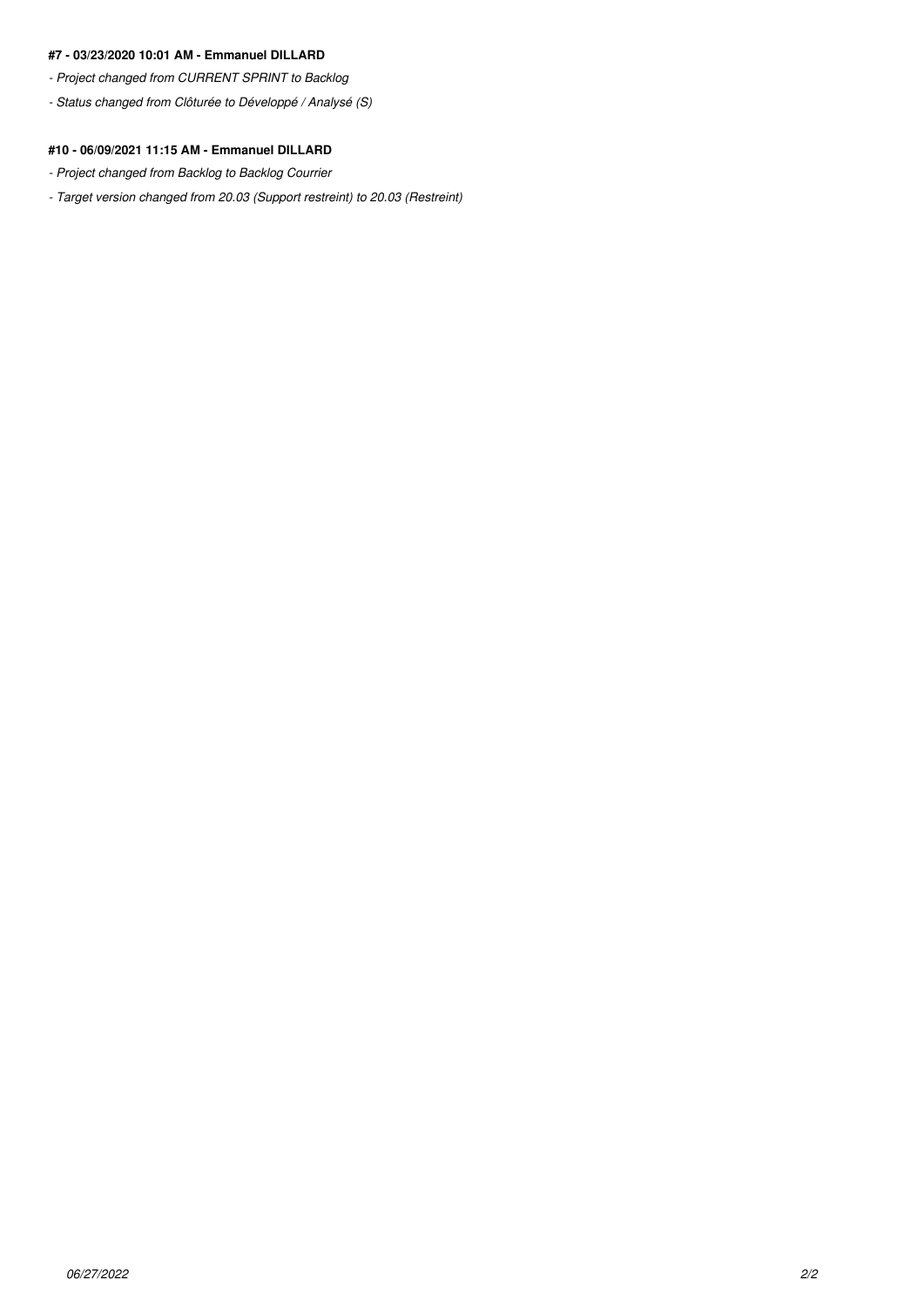**#7 - 03/23/2020 10:01 AM - Emmanuel DILLARD**

*- Project changed from CURRENT SPRINT to Backlog*

*- Status changed from Clôturée to Développé / Analysé (S)*

**#10 - 06/09/2021 11:15 AM - Emmanuel DILLARD**

*- Project changed from Backlog to Backlog Courrier*

*- Target version changed from 20.03 (Support restreint) to 20.03 (Restreint)*